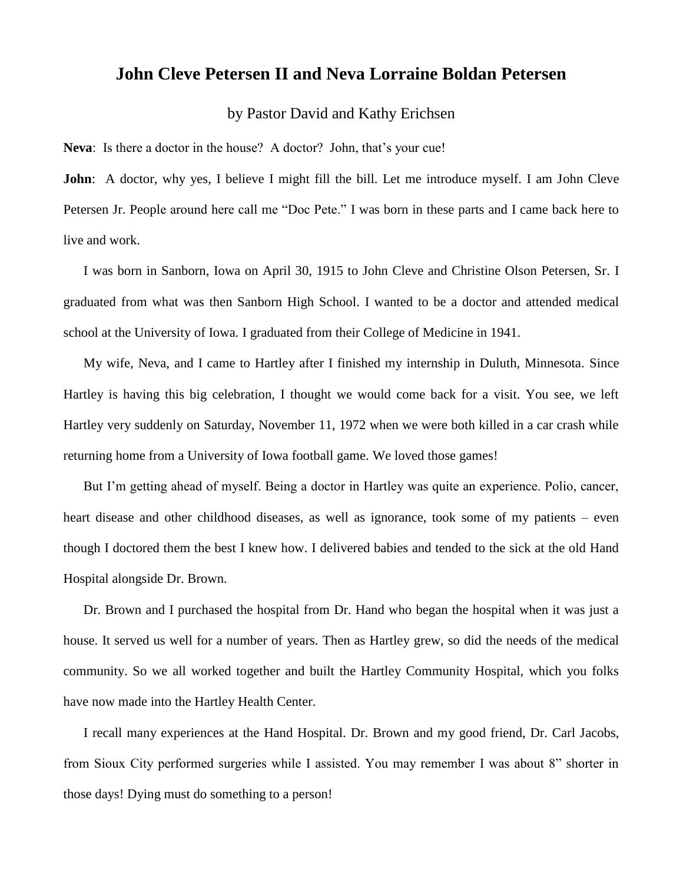# John Cleve Petersen II and Neva Lorraine Boldan Petersen

by Pastor David and Kathy Erichsen

**Neva**: Is there a doctor in the house? A doctor? John, that's your cue!

**John**: A doctor, why yes, I believe I might fill the bill. Let me introduce myself. I am John Cleve Petersen Jr. People around here call me "Doc Pete." I was born in these parts and I came back here to live and work.

I was born in Sanborn, Iowa on April 30, 1915 to John Cleve and Christine Olson Petersen, Sr. I graduated from what was then Sanborn High School. I wanted to be a doctor and attended medical school at the University of Iowa. I graduated from their College of Medicine in 1941.

My wife, Neva, and I came to Hartley after I finished my internship in Duluth, Minnesota. Since Hartley is having this big celebration, I thought we would come back for a visit. You see, we left Hartley very suddenly on Saturday, November 11, 1972 when we were both killed in a car crash while returning home from a University of Iowa football game. We loved those games!

But I'm getting ahead of myself. Being a doctor in Hartley was quite an experience. Polio, cancer, heart disease and other childhood diseases, as well as ignorance, took some of my patients – even though I doctored them the best I knew how. I delivered babies and tended to the sick at the old Hand Hospital alongside Dr. Brown.

Dr. Brown and I purchased the hospital from Dr. Hand who began the hospital when it was just a house. It served us well for a number of years. Then as Hartley grew, so did the needs of the medical community. So we all worked together and built the Hartley Community Hospital, which you folks have now made into the Hartley Health Center.

I recall many experiences at the Hand Hospital. Dr. Brown and my good friend, Dr. Carl Jacobs, from Sioux City performed surgeries while I assisted. You may remember I was about 8" shorter in those days! Dying must do something to a person!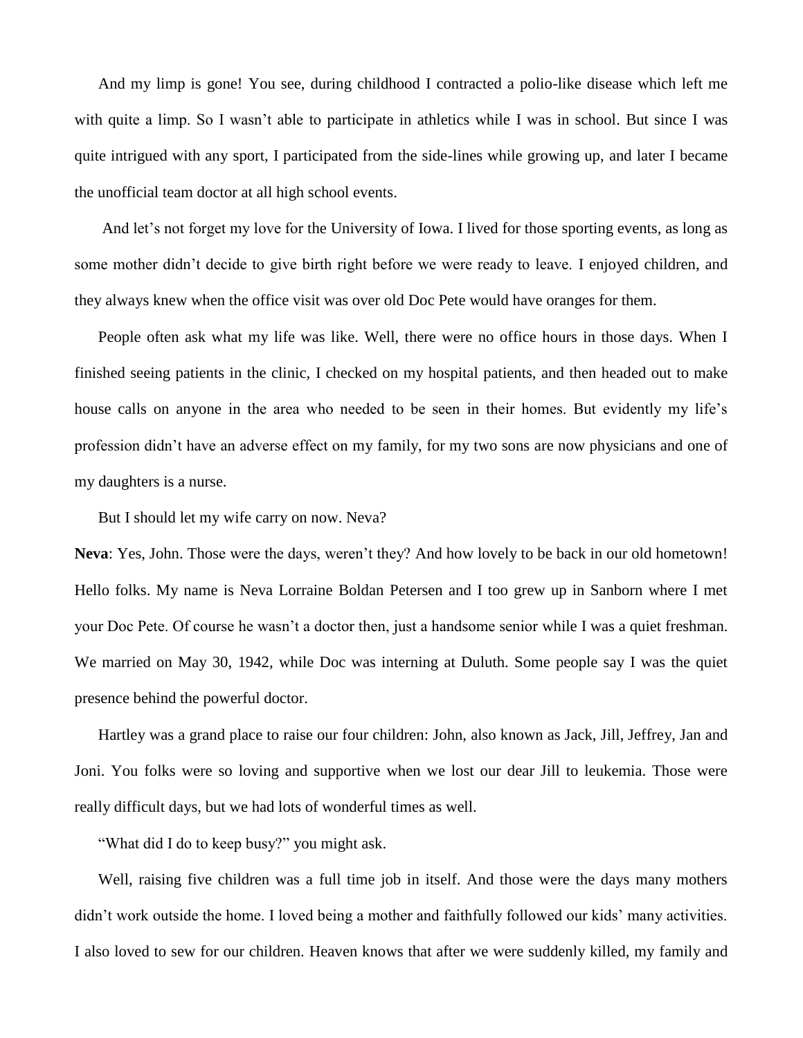And my limp is gone! You see, during childhood I contracted a polio-like disease which left me with quite a limp. So I wasn't able to participate in athletics while I was in school. But since I was quite intrigued with any sport, I participated from the side-lines while growing up, and later I became the unofficial team doctor at all high school events.

And let's not forget my love for the University of Iowa. I lived for those sporting events, as long as some mother didn't decide to give birth right before we were ready to leave. I enjoyed children, and they always knew when the office visit was over old Doc Pete would have oranges for them.

People often ask what my life was like. Well, there were no office hours in those days. When I finished seeing patients in the clinic, I checked on my hospital patients, and then headed out to make house calls on anyone in the area who needed to be seen in their homes. But evidently my life's profession didn't have an adverse effect on my family, for my two sons are now physicians and one of my daughters is a nurse.

But I should let my wife carry on now. Neva?

**Neva**: Yes, John. Those were the days, weren't they? And how lovely to be back in our old hometown! Hello folks. My name is Neva Lorraine Boldan Petersen and I too grew up in Sanborn where I met your Doc Pete. Of course he wasn't a doctor then, just a handsome senior while I was a quiet freshman. We married on May 30, 1942, while Doc was interning at Duluth. Some people say I was the quiet presence behind the powerful doctor.

Hartley was a grand place to raise our four children: John, also known as Jack, Jill, Jeffrey, Jan and Joni. You folks were so loving and supportive when we lost our dear Jill to leukemia. Those were really difficult days, but we had lots of wonderful times as well.

"What did I do to keep busy?" you might ask.

Well, raising five children was a full time job in itself. And those were the days many mothers didn't work outside the home. I loved being a mother and faithfully followed our kids' many activities. I also loved to sew for our children. Heaven knows that after we were suddenly killed, my family and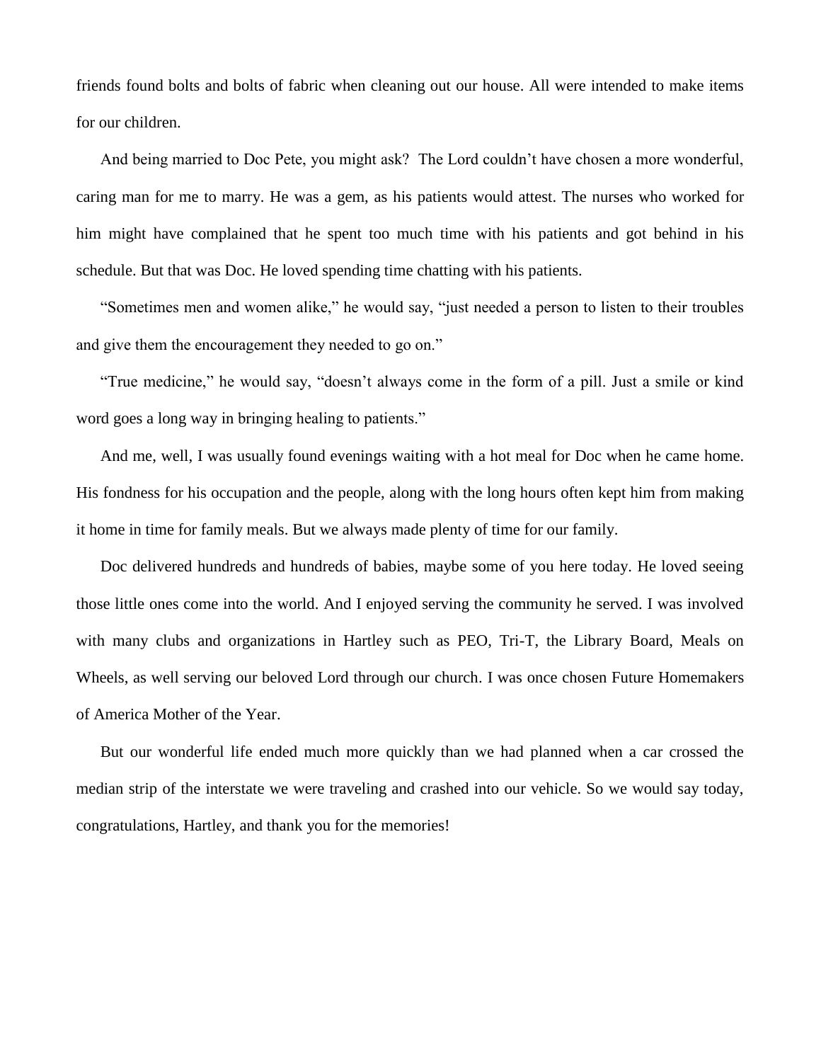friends found bolts and bolts of fabric when cleaning out our house. All were intended to make items for our children.

And being married to Doc Pete, you might ask? The Lord couldn't have chosen a more wonderful, caring man for me to marry. He was a gem, as his patients would attest. The nurses who worked for him might have complained that he spent too much time with his patients and got behind in his schedule. But that was Doc. He loved spending time chatting with his patients.

"Sometimes men and women alike," he would say, "just needed a person to listen to their troubles and give them the encouragement they needed to go on."

"True medicine," he would say, "doesn't always come in the form of a pill. Just a smile or kind word goes a long way in bringing healing to patients."

And me, well, I was usually found evenings waiting with a hot meal for Doc when he came home. His fondness for his occupation and the people, along with the long hours often kept him from making it home in time for family meals. But we always made plenty of time for our family.

Doc delivered hundreds and hundreds of babies, maybe some of you here today. He loved seeing those little ones come into the world. And I enjoyed serving the community he served. I was involved with many clubs and organizations in Hartley such as PEO, Tri-T, the Library Board, Meals on Wheels, as well serving our beloved Lord through our church. I was once chosen Future Homemakers of America Mother of the Year.

But our wonderful life ended much more quickly than we had planned when a car crossed the median strip of the interstate we were traveling and crashed into our vehicle. So we would say today, congratulations, Hartley, and thank you for the memories!